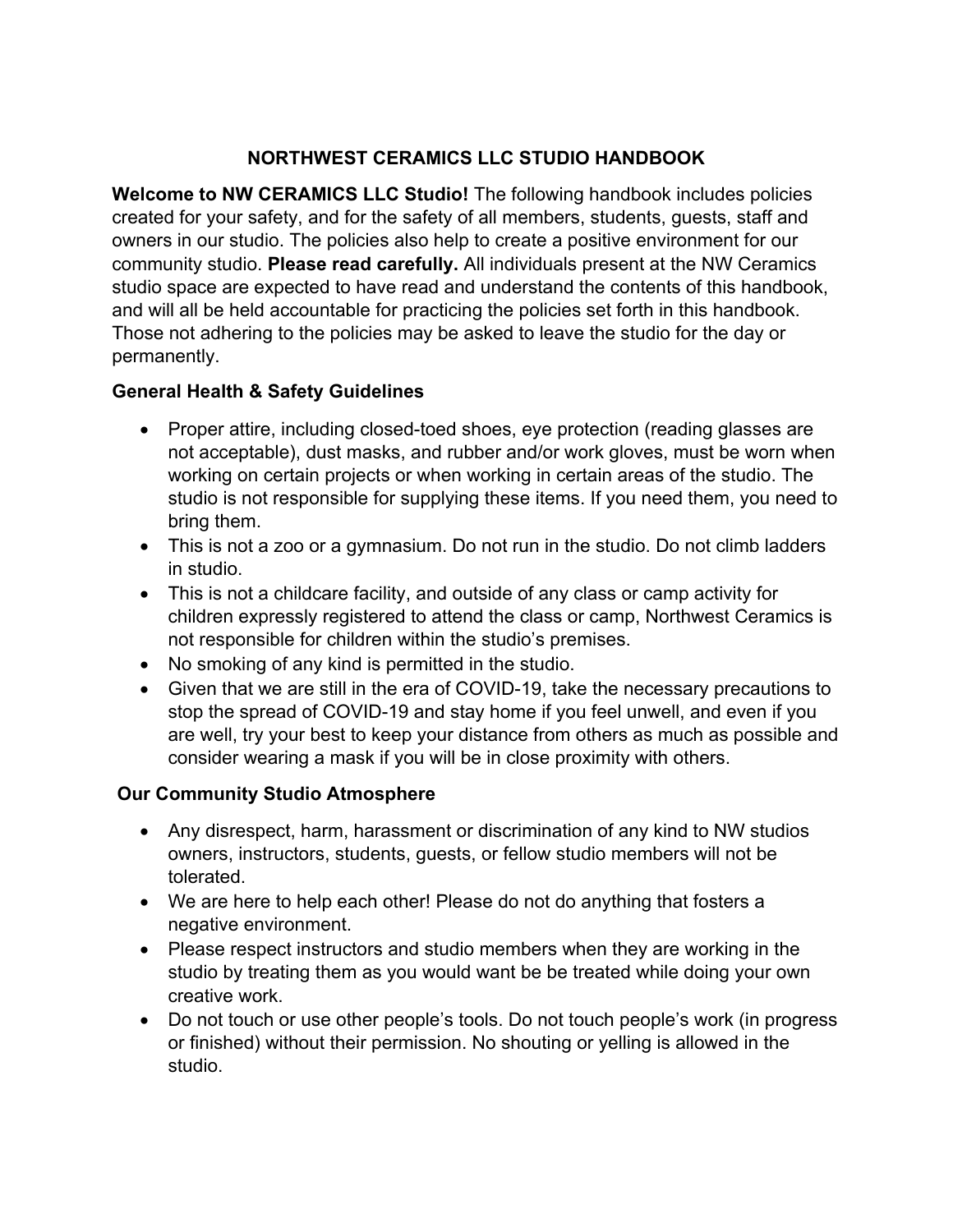# NORTHWEST CERAMICS LLC STUDIO HANDBOOK

**Welcome to NW CERAMICS LLC Studio!** The following handbook includes policies created for your safety, and for the safety of all members, students, guests, staff and owners in our studio. The policies also help to create a positive environment for our community studio. **Please read carefully.** All individuals present at the NW Ceramics studio space are expected to have read and understand the contents of this handbook, and will all be held accountable for practicing the policies set forth in this handbook. Those not adhering to the policies may be asked to leave the studio for the day or permanently.

## General Health & Safety Guidelines

- Proper attire, including closed-toed shoes, eye protection (reading glasses are not acceptable), dust masks, and rubber and/or work gloves, must be worn when working on certain projects or when working in certain areas of the studio. The studio is not responsible for supplying these items. If you need them, you need to bring them.
- This is not a zoo or a gymnasium. Do not run in the studio. Do not climb ladders in studio.
- This is not a childcare facility, and outside of any class or camp activity for children expressly registered to attend the class or camp, Northwest Ceramics is not responsible for children within the studio's premises.
- No smoking of any kind is permitted in the studio.
- Given that we are still in the era of COVID-19, take the necessary precautions to stop the spread of COVID-19 and stay home if you feel unwell, and even if you are well, try your best to keep your distance from others as much as possible and consider wearing a mask if you will be in close proximity with others.

## Our Community Studio Atmosphere

- Any disrespect, harm, harassment or discrimination of any kind to NW studios owners, instructors, students, guests, or fellow studio members will not be tolerated.
- We are here to help each other! Please do not do anything that fosters a negative environment.
- Please respect instructors and studio members when they are working in the studio by treating them as you would want be be treated while doing your own creative work.
- Do not touch or use other people's tools. Do not touch people's work (in progress or finished) without their permission. No shouting or yelling is allowed in the studio.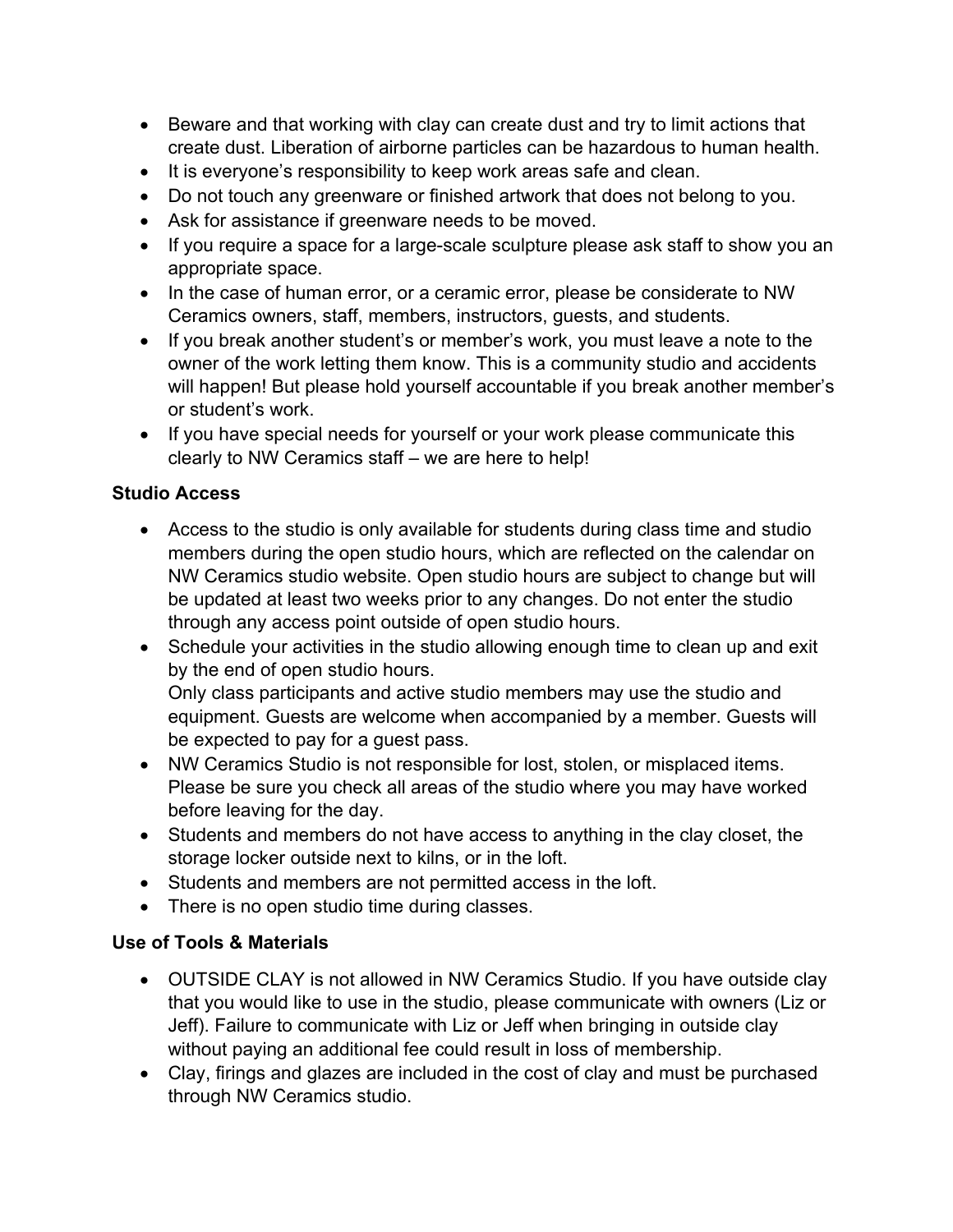- Beware and that working with clay can create dust and try to limit actions that create dust. Liberation of airborne particles can be hazardous to human health.
- It is everyone's responsibility to keep work areas safe and clean.
- Do not touch any greenware or finished artwork that does not belong to you.
- Ask for assistance if greenware needs to be moved.
- If you require a space for a large-scale sculpture please ask staff to show you an appropriate space.
- In the case of human error, or a ceramic error, please be considerate to NW Ceramics owners, staff, members, instructors, guests, and students.
- If you break another student's or member's work, you must leave a note to the owner of the work letting them know. This is a community studio and accidents will happen! But please hold yourself accountable if you break another member's or student's work.
- If you have special needs for yourself or your work please communicate this clearly to NW Ceramics staff – we are here to help!

**Studio Access**

- Access to the studio is only available for students during class time and studio members during the open studio hours, which are reflected on the calendar on NW Ceramics studio website. Open studio hours are subject to change but will be updated at least two weeks prior to any changes. Do not enter the studio through any access point outside of open studio hours.
- Schedule your activities in the studio allowing enough time to clean up and exit by the end of open studio hours.
  Only class participants and active studio members may use the studio and equipment. Guests are welcome when accompanied by a member. Guests will be expected to pay for a guest pass.
- NW Ceramics Studio is not responsible for lost, stolen, or misplaced items. Please be sure you check all areas of the studio where you may have worked before leaving for the day.
- Students and members do not have access to anything in the clay closet, the storage locker outside next to kilns, or in the loft.
- Students and members are not permitted access in the loft.
- There is no open studio time during classes.

**Use of Tools & Materials**

- OUTSIDE CLAY is not allowed in NW Ceramics Studio. If you have outside clay that you would like to use in the studio, please communicate with owners (Liz or Jeff). Failure to communicate with Liz or Jeff when bringing in outside clay without paying an additional fee could result in loss of membership.
- Clay, firings and glazes are included in the cost of clay and must be purchased through NW Ceramics studio.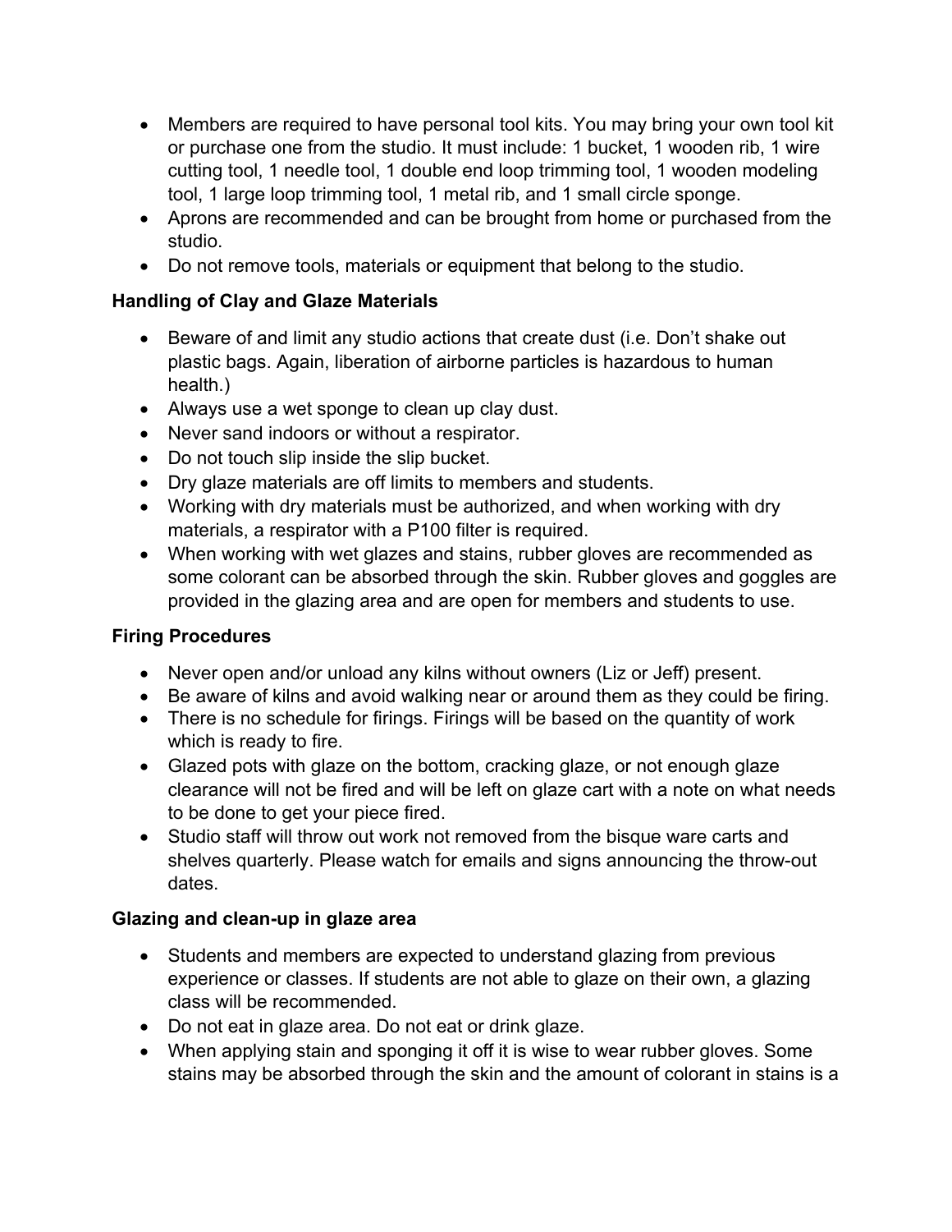- Members are required to have personal tool kits. You may bring your own tool kit or purchase one from the studio. It must include: 1 bucket, 1 wooden rib, 1 wire cutting tool, 1 needle tool, 1 double end loop trimming tool, 1 wooden modeling tool, 1 large loop trimming tool, 1 metal rib, and 1 small circle sponge.
- Aprons are recommended and can be brought from home or purchased from the studio.
- Do not remove tools, materials or equipment that belong to the studio.

**Handling of Clay and Glaze Materials**

- Beware of and limit any studio actions that create dust (i.e. Don't shake out plastic bags. Again, liberation of airborne particles is hazardous to human health.)
- Always use a wet sponge to clean up clay dust.
- Never sand indoors or without a respirator.
- Do not touch slip inside the slip bucket.
- Dry glaze materials are off limits to members and students.
- Working with dry materials must be authorized, and when working with dry materials, a respirator with a P100 filter is required.
- When working with wet glazes and stains, rubber gloves are recommended as some colorant can be absorbed through the skin. Rubber gloves and goggles are provided in the glazing area and are open for members and students to use.

**Firing Procedures**

- Never open and/or unload any kilns without owners (Liz or Jeff) present.
- Be aware of kilns and avoid walking near or around them as they could be firing.
- There is no schedule for firings. Firings will be based on the quantity of work which is ready to fire.
- Glazed pots with glaze on the bottom, cracking glaze, or not enough glaze clearance will not be fired and will be left on glaze cart with a note on what needs to be done to get your piece fired.
- Studio staff will throw out work not removed from the bisque ware carts and shelves quarterly. Please watch for emails and signs announcing the throw-out dates.

**Glazing and clean-up in glaze area**

- Students and members are expected to understand glazing from previous experience or classes. If students are not able to glaze on their own, a glazing class will be recommended.
- Do not eat in glaze area. Do not eat or drink glaze.
- When applying stain and sponging it off it is wise to wear rubber gloves. Some stains may be absorbed through the skin and the amount of colorant in stains is a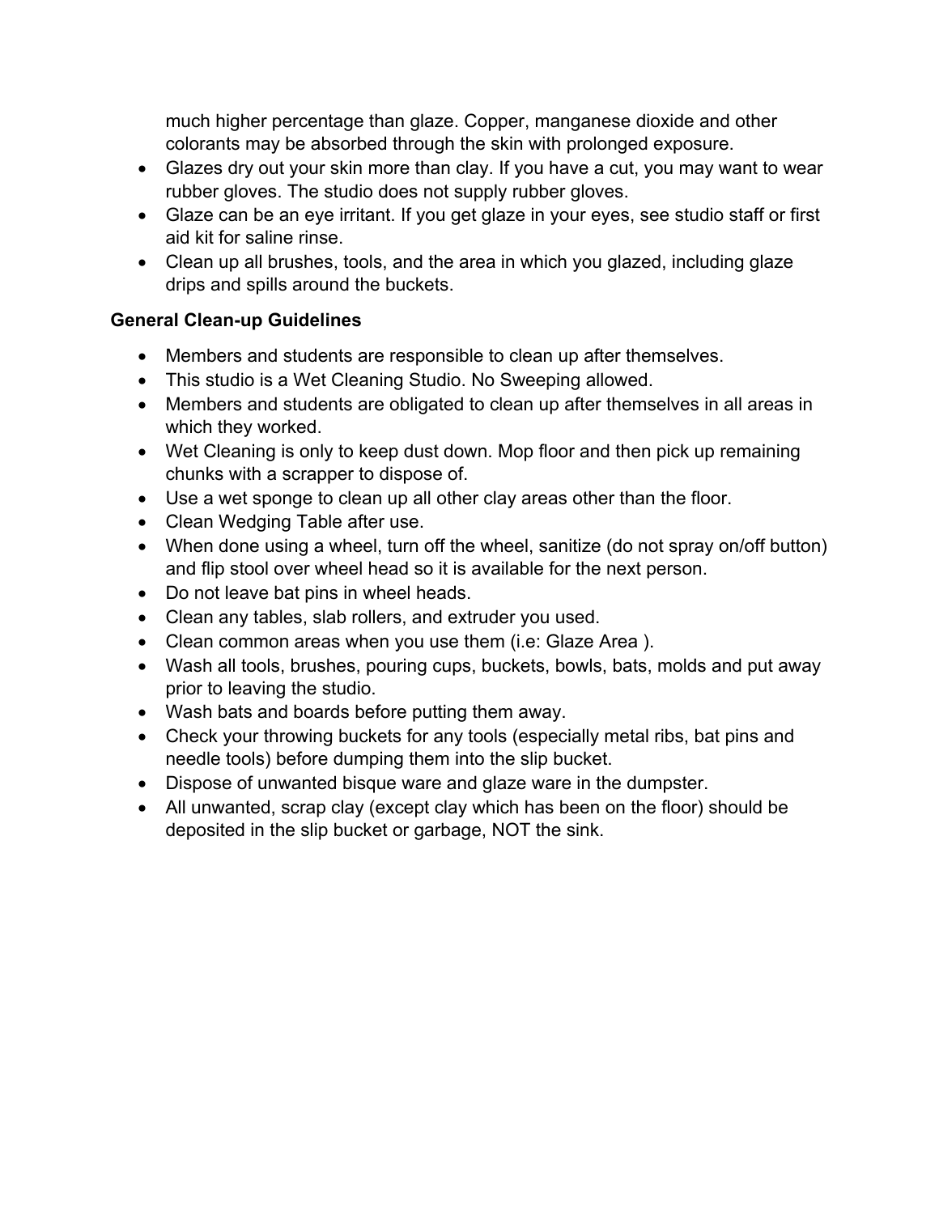much higher percentage than glaze. Copper, manganese dioxide and other colorants may be absorbed through the skin with prolonged exposure.

- Glazes dry out your skin more than clay. If you have a cut, you may want to wear rubber gloves. The studio does not supply rubber gloves.
- Glaze can be an eye irritant. If you get glaze in your eyes, see studio staff or first aid kit for saline rinse.
- Clean up all brushes, tools, and the area in which you glazed, including glaze drips and spills around the buckets.

**General Clean-up Guidelines**

- Members and students are responsible to clean up after themselves.
- This studio is a Wet Cleaning Studio. No Sweeping allowed.
- Members and students are obligated to clean up after themselves in all areas in which they worked.
- Wet Cleaning is only to keep dust down. Mop floor and then pick up remaining chunks with a scrapper to dispose of.
- Use a wet sponge to clean up all other clay areas other than the floor.
- Clean Wedging Table after use.
- When done using a wheel, turn off the wheel, sanitize (do not spray on/off button) and flip stool over wheel head so it is available for the next person.
- Do not leave bat pins in wheel heads.
- Clean any tables, slab rollers, and extruder you used.
- Clean common areas when you use them (i.e: Glaze Area ).
- Wash all tools, brushes, pouring cups, buckets, bowls, bats, molds and put away prior to leaving the studio.
- Wash bats and boards before putting them away.
- Check your throwing buckets for any tools (especially metal ribs, bat pins and needle tools) before dumping them into the slip bucket.
- Dispose of unwanted bisque ware and glaze ware in the dumpster.
- All unwanted, scrap clay (except clay which has been on the floor) should be deposited in the slip bucket or garbage, NOT the sink.